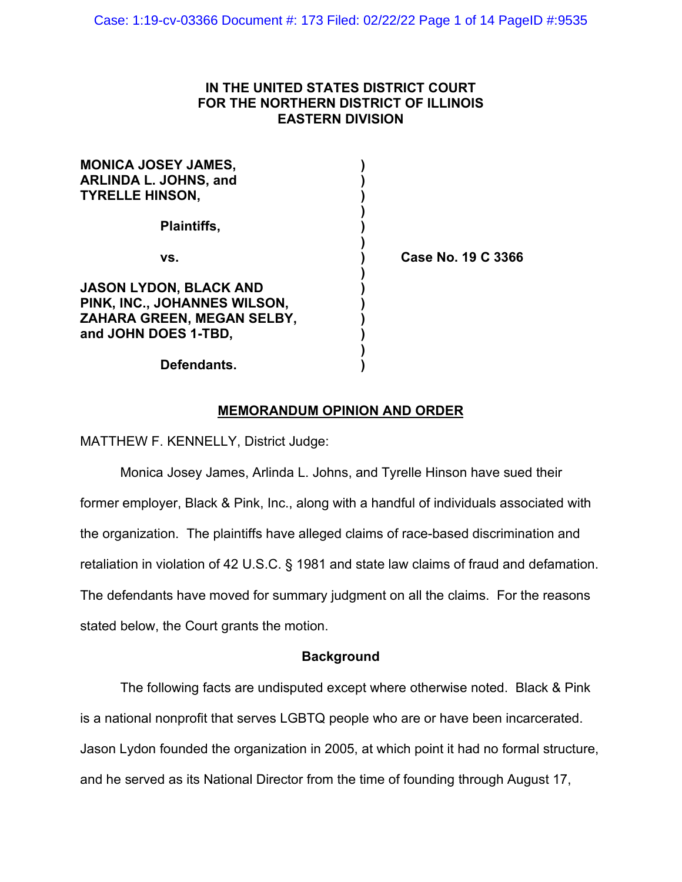**IN THE UNITED STATES DISTRICT COURT**
**FOR THE NORTHERN DISTRICT OF ILLINOIS**
**EASTERN DIVISION**

| | | |
|---|---|---|
| **MONICA JOSEY JAMES, ARLINDA L. JOHNS, and TYRELLE HINSON,** | **)** | |
| **Plaintiffs,** | **)** | |
| **vs.** | **)** | **Case No. 19 C 3366** |
| **JASON LYDON, BLACK AND PINK, INC., JOHANNES WILSON, ZAHARA GREEN, MEGAN SELBY, and JOHN DOES 1-TBD,** | **)** | |
| **Defendants.** | **)** | |

## MEMORANDUM OPINION AND ORDER

MATTHEW F. KENNELLY, District Judge:

Monica Josey James, Arlinda L. Johns, and Tyrelle Hinson have sued their former employer, Black & Pink, Inc., along with a handful of individuals associated with the organization. The plaintiffs have alleged claims of race-based discrimination and retaliation in violation of 42 U.S.C. § 1981 and state law claims of fraud and defamation. The defendants have moved for summary judgment on all the claims. For the reasons stated below, the Court grants the motion.

### Background

The following facts are undisputed except where otherwise noted. Black & Pink is a national nonprofit that serves LGBTQ people who are or have been incarcerated. Jason Lydon founded the organization in 2005, at which point it had no formal structure, and he served as its National Director from the time of founding through August 17,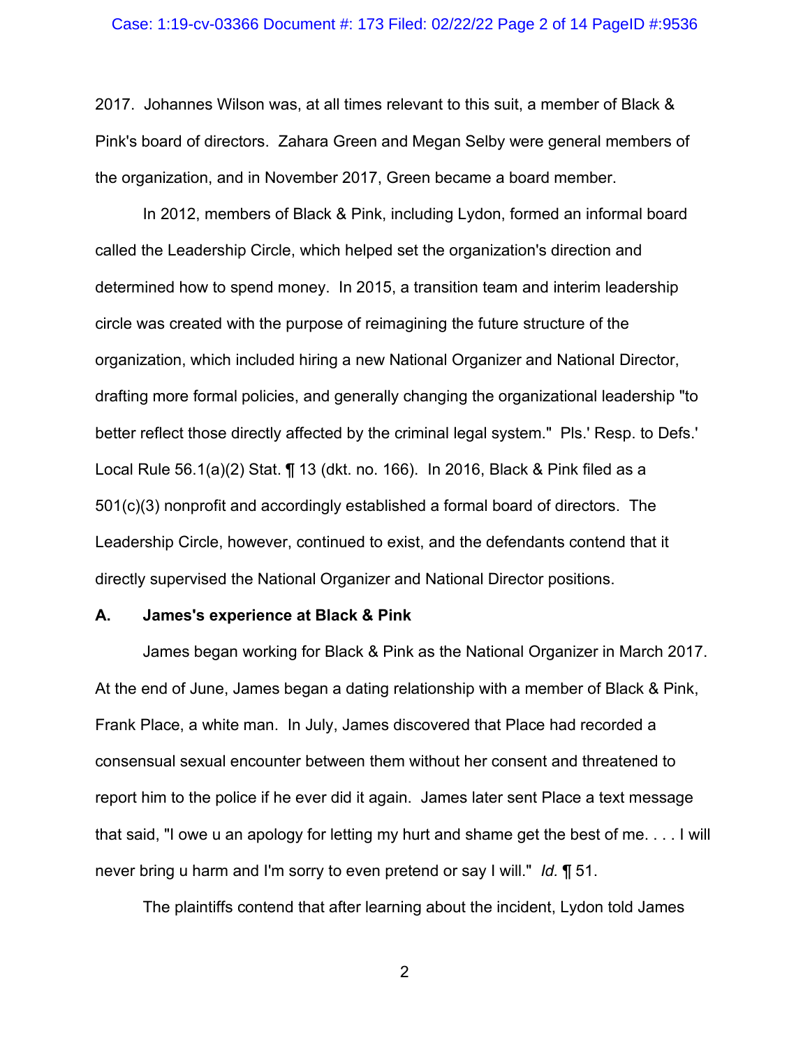2017. Johannes Wilson was, at all times relevant to this suit, a member of Black & Pink's board of directors. Zahara Green and Megan Selby were general members of the organization, and in November 2017, Green became a board member.

In 2012, members of Black & Pink, including Lydon, formed an informal board called the Leadership Circle, which helped set the organization's direction and determined how to spend money. In 2015, a transition team and interim leadership circle was created with the purpose of reimagining the future structure of the organization, which included hiring a new National Organizer and National Director, drafting more formal policies, and generally changing the organizational leadership "to better reflect those directly affected by the criminal legal system." Pls.' Resp. to Defs.' Local Rule 56.1(a)(2) Stat. ¶ 13 (dkt. no. 166). In 2016, Black & Pink filed as a 501(c)(3) nonprofit and accordingly established a formal board of directors. The Leadership Circle, however, continued to exist, and the defendants contend that it directly supervised the National Organizer and National Director positions.

### A. James's experience at Black & Pink

James began working for Black & Pink as the National Organizer in March 2017. At the end of June, James began a dating relationship with a member of Black & Pink, Frank Place, a white man. In July, James discovered that Place had recorded a consensual sexual encounter between them without her consent and threatened to report him to the police if he ever did it again. James later sent Place a text message that said, "I owe u an apology for letting my hurt and shame get the best of me. . . . I will never bring u harm and I'm sorry to even pretend or say I will." *Id.* ¶ 51.

The plaintiffs contend that after learning about the incident, Lydon told James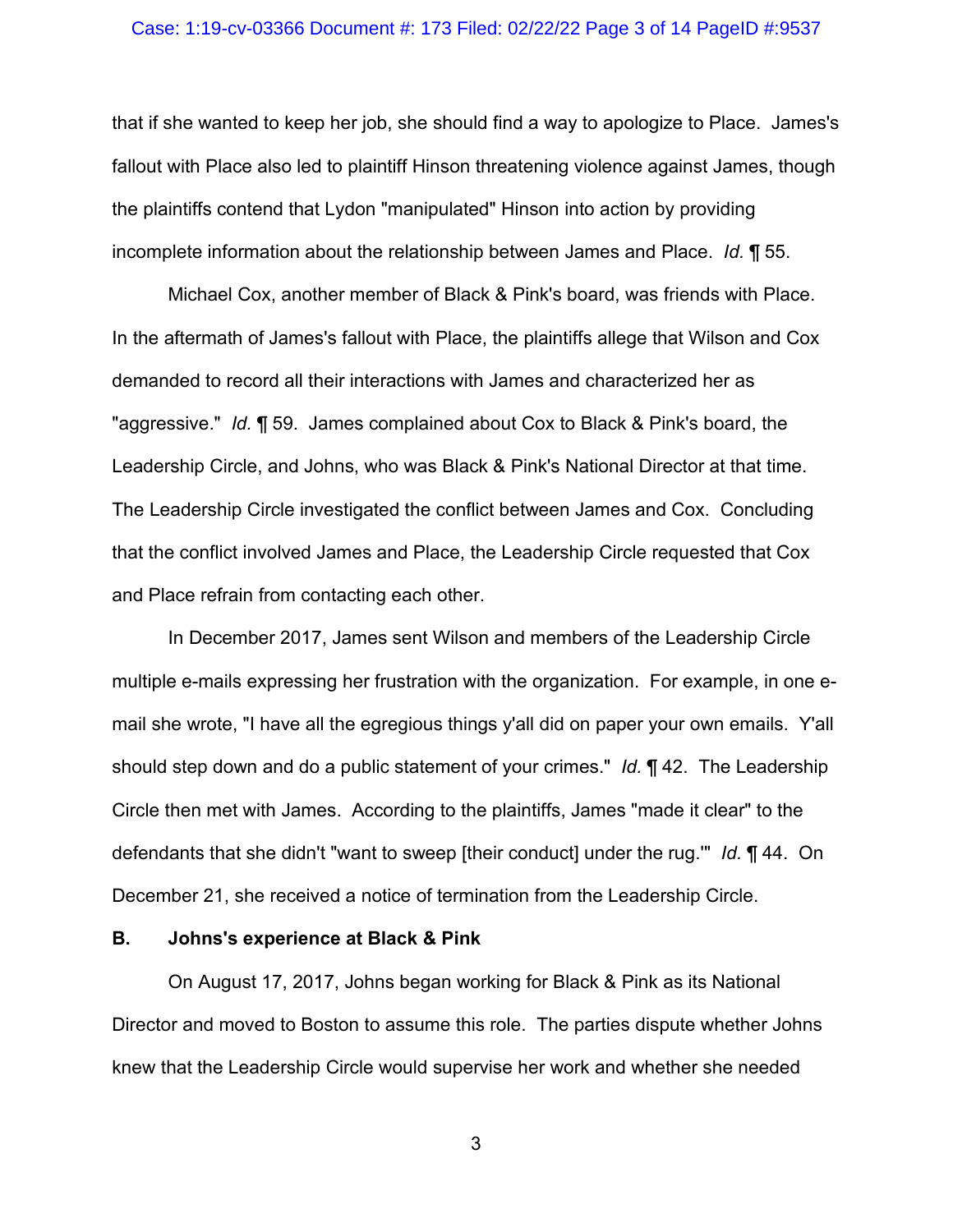that if she wanted to keep her job, she should find a way to apologize to Place. James's fallout with Place also led to plaintiff Hinson threatening violence against James, though the plaintiffs contend that Lydon "manipulated" Hinson into action by providing incomplete information about the relationship between James and Place. *Id.* ¶ 55.

Michael Cox, another member of Black & Pink's board, was friends with Place. In the aftermath of James's fallout with Place, the plaintiffs allege that Wilson and Cox demanded to record all their interactions with James and characterized her as "aggressive." *Id.* ¶ 59. James complained about Cox to Black & Pink's board, the Leadership Circle, and Johns, who was Black & Pink's National Director at that time. The Leadership Circle investigated the conflict between James and Cox. Concluding that the conflict involved James and Place, the Leadership Circle requested that Cox and Place refrain from contacting each other.

In December 2017, James sent Wilson and members of the Leadership Circle multiple e-mails expressing her frustration with the organization. For example, in one e-mail she wrote, "I have all the egregious things y'all did on paper your own emails. Y'all should step down and do a public statement of your crimes." *Id.* ¶ 42. The Leadership Circle then met with James. According to the plaintiffs, James "made it clear" to the defendants that she didn't "want to sweep [their conduct] under the rug.'" *Id.* ¶ 44. On December 21, she received a notice of termination from the Leadership Circle.

### B. Johns's experience at Black & Pink

On August 17, 2017, Johns began working for Black & Pink as its National Director and moved to Boston to assume this role. The parties dispute whether Johns knew that the Leadership Circle would supervise her work and whether she needed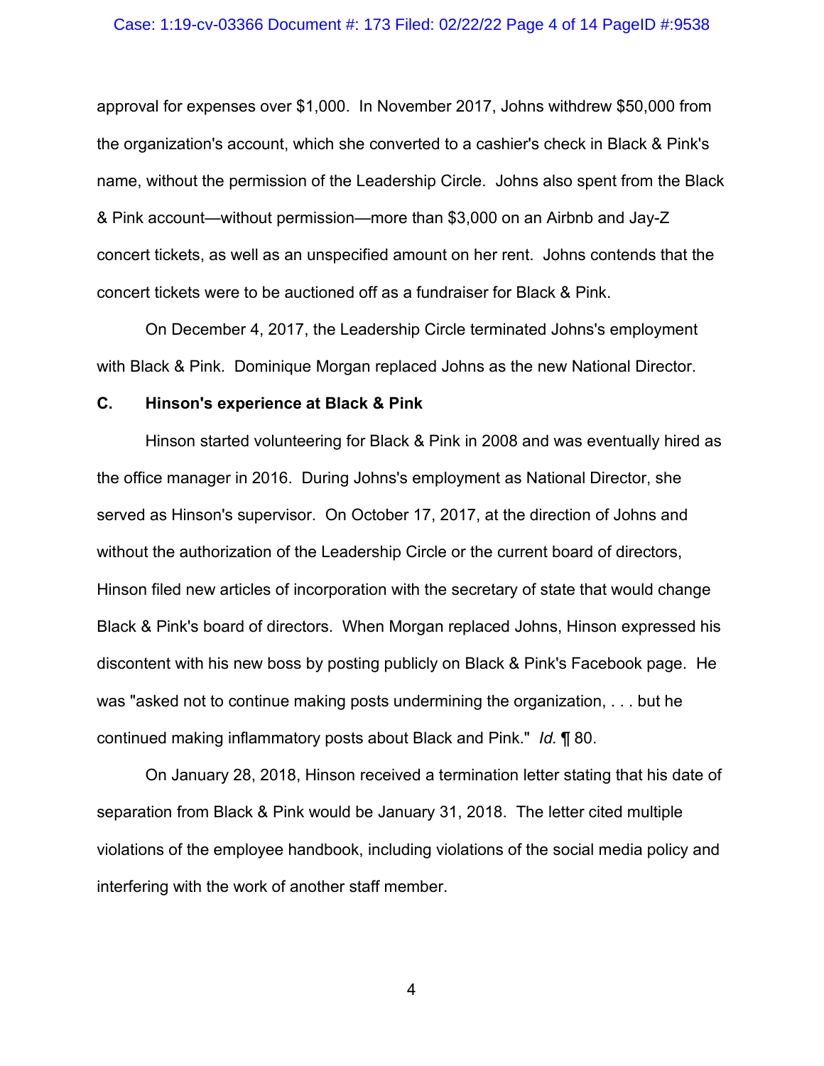approval for expenses over $1,000. In November 2017, Johns withdrew $50,000 from the organization's account, which she converted to a cashier's check in Black & Pink's name, without the permission of the Leadership Circle. Johns also spent from the Black & Pink account—without permission—more than $3,000 on an Airbnb and Jay-Z concert tickets, as well as an unspecified amount on her rent. Johns contends that the concert tickets were to be auctioned off as a fundraiser for Black & Pink.

On December 4, 2017, the Leadership Circle terminated Johns's employment with Black & Pink. Dominique Morgan replaced Johns as the new National Director.

### C. Hinson's experience at Black & Pink

Hinson started volunteering for Black & Pink in 2008 and was eventually hired as the office manager in 2016. During Johns's employment as National Director, she served as Hinson's supervisor. On October 17, 2017, at the direction of Johns and without the authorization of the Leadership Circle or the current board of directors, Hinson filed new articles of incorporation with the secretary of state that would change Black & Pink's board of directors. When Morgan replaced Johns, Hinson expressed his discontent with his new boss by posting publicly on Black & Pink's Facebook page. He was "asked not to continue making posts undermining the organization, . . . but he continued making inflammatory posts about Black and Pink." *Id.* ¶ 80.

On January 28, 2018, Hinson received a termination letter stating that his date of separation from Black & Pink would be January 31, 2018. The letter cited multiple violations of the employee handbook, including violations of the social media policy and interfering with the work of another staff member.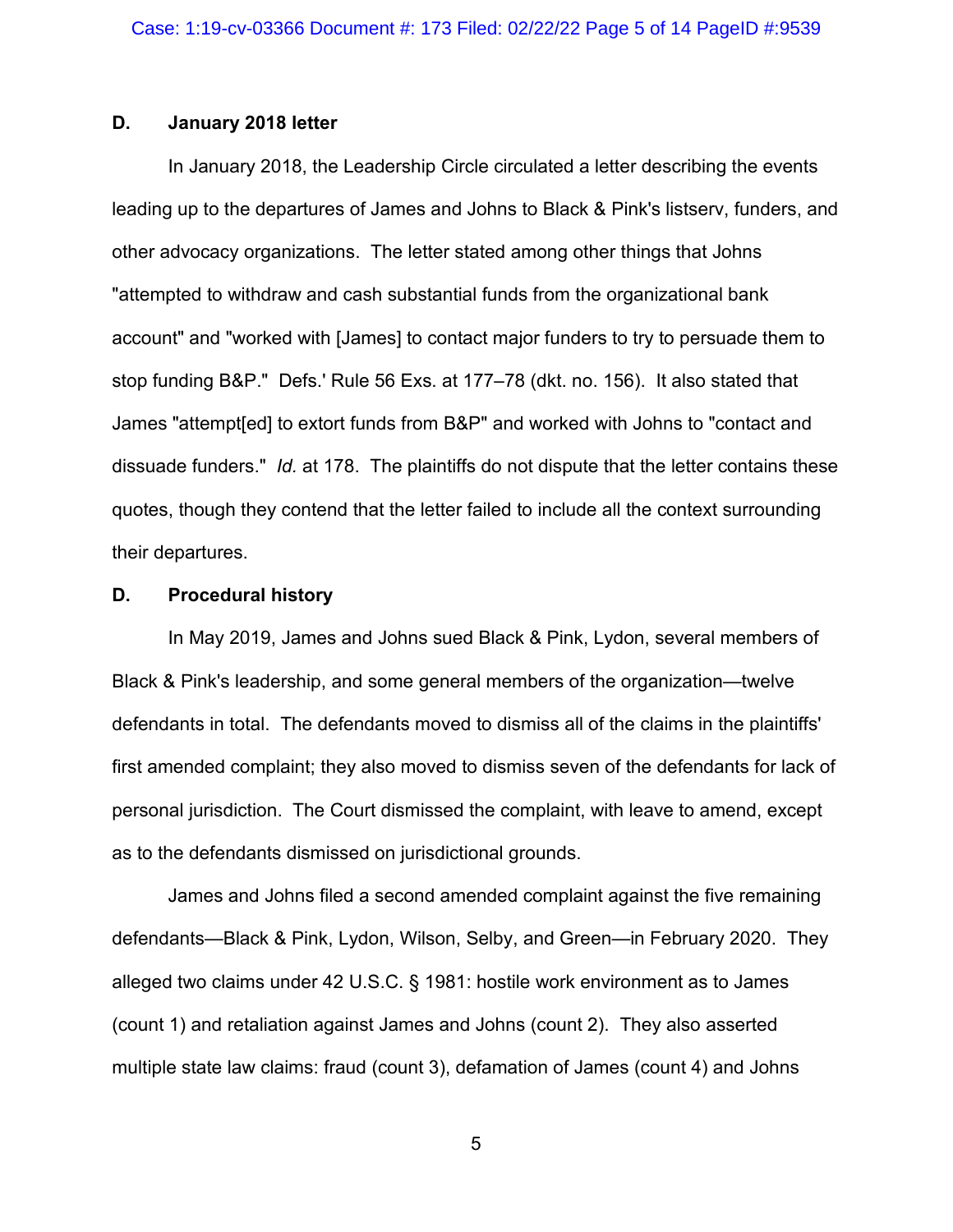### D. January 2018 letter

In January 2018, the Leadership Circle circulated a letter describing the events leading up to the departures of James and Johns to Black & Pink's listserv, funders, and other advocacy organizations. The letter stated among other things that Johns "attempted to withdraw and cash substantial funds from the organizational bank account" and "worked with [James] to contact major funders to try to persuade them to stop funding B&P." Defs.' Rule 56 Exs. at 177–78 (dkt. no. 156). It also stated that James "attempt[ed] to extort funds from B&P" and worked with Johns to "contact and dissuade funders." *Id.* at 178. The plaintiffs do not dispute that the letter contains these quotes, though they contend that the letter failed to include all the context surrounding their departures.

### D. Procedural history

In May 2019, James and Johns sued Black & Pink, Lydon, several members of Black & Pink's leadership, and some general members of the organization—twelve defendants in total. The defendants moved to dismiss all of the claims in the plaintiffs' first amended complaint; they also moved to dismiss seven of the defendants for lack of personal jurisdiction. The Court dismissed the complaint, with leave to amend, except as to the defendants dismissed on jurisdictional grounds.

James and Johns filed a second amended complaint against the five remaining defendants—Black & Pink, Lydon, Wilson, Selby, and Green—in February 2020. They alleged two claims under 42 U.S.C. § 1981: hostile work environment as to James (count 1) and retaliation against James and Johns (count 2). They also asserted multiple state law claims: fraud (count 3), defamation of James (count 4) and Johns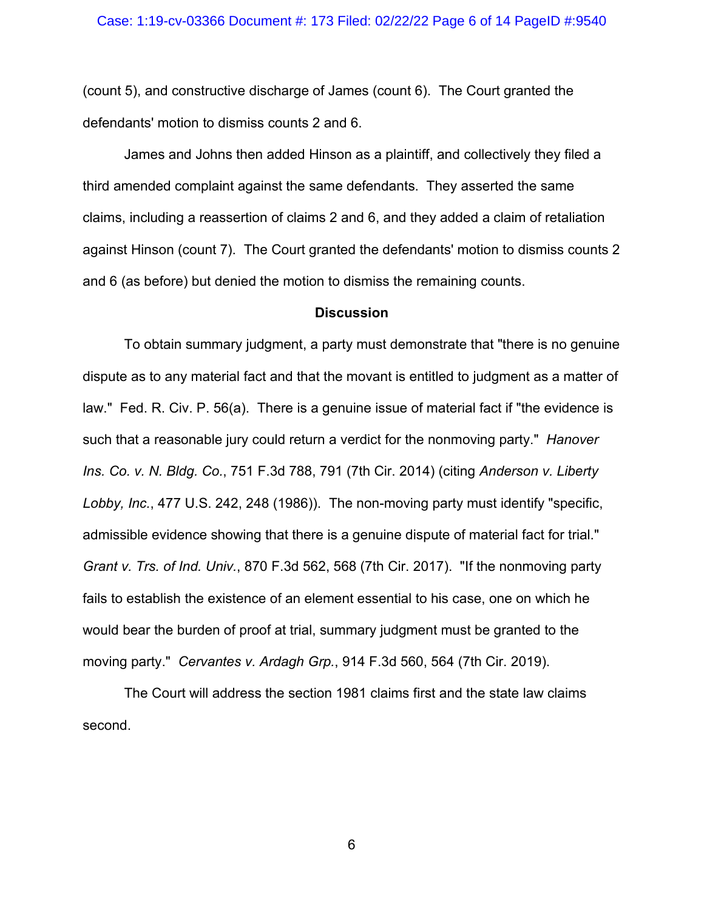(count 5), and constructive discharge of James (count 6). The Court granted the defendants' motion to dismiss counts 2 and 6.

James and Johns then added Hinson as a plaintiff, and collectively they filed a third amended complaint against the same defendants. They asserted the same claims, including a reassertion of claims 2 and 6, and they added a claim of retaliation against Hinson (count 7). The Court granted the defendants' motion to dismiss counts 2 and 6 (as before) but denied the motion to dismiss the remaining counts.

**Discussion**

To obtain summary judgment, a party must demonstrate that "there is no genuine dispute as to any material fact and that the movant is entitled to judgment as a matter of law." Fed. R. Civ. P. 56(a). There is a genuine issue of material fact if "the evidence is such that a reasonable jury could return a verdict for the nonmoving party." *Hanover Ins. Co. v. N. Bldg. Co.*, 751 F.3d 788, 791 (7th Cir. 2014) (citing *Anderson v. Liberty Lobby, Inc.*, 477 U.S. 242, 248 (1986)). The non-moving party must identify "specific, admissible evidence showing that there is a genuine dispute of material fact for trial." *Grant v. Trs. of Ind. Univ.*, 870 F.3d 562, 568 (7th Cir. 2017). "If the nonmoving party fails to establish the existence of an element essential to his case, one on which he would bear the burden of proof at trial, summary judgment must be granted to the moving party." *Cervantes v. Ardagh Grp.*, 914 F.3d 560, 564 (7th Cir. 2019).

The Court will address the section 1981 claims first and the state law claims second.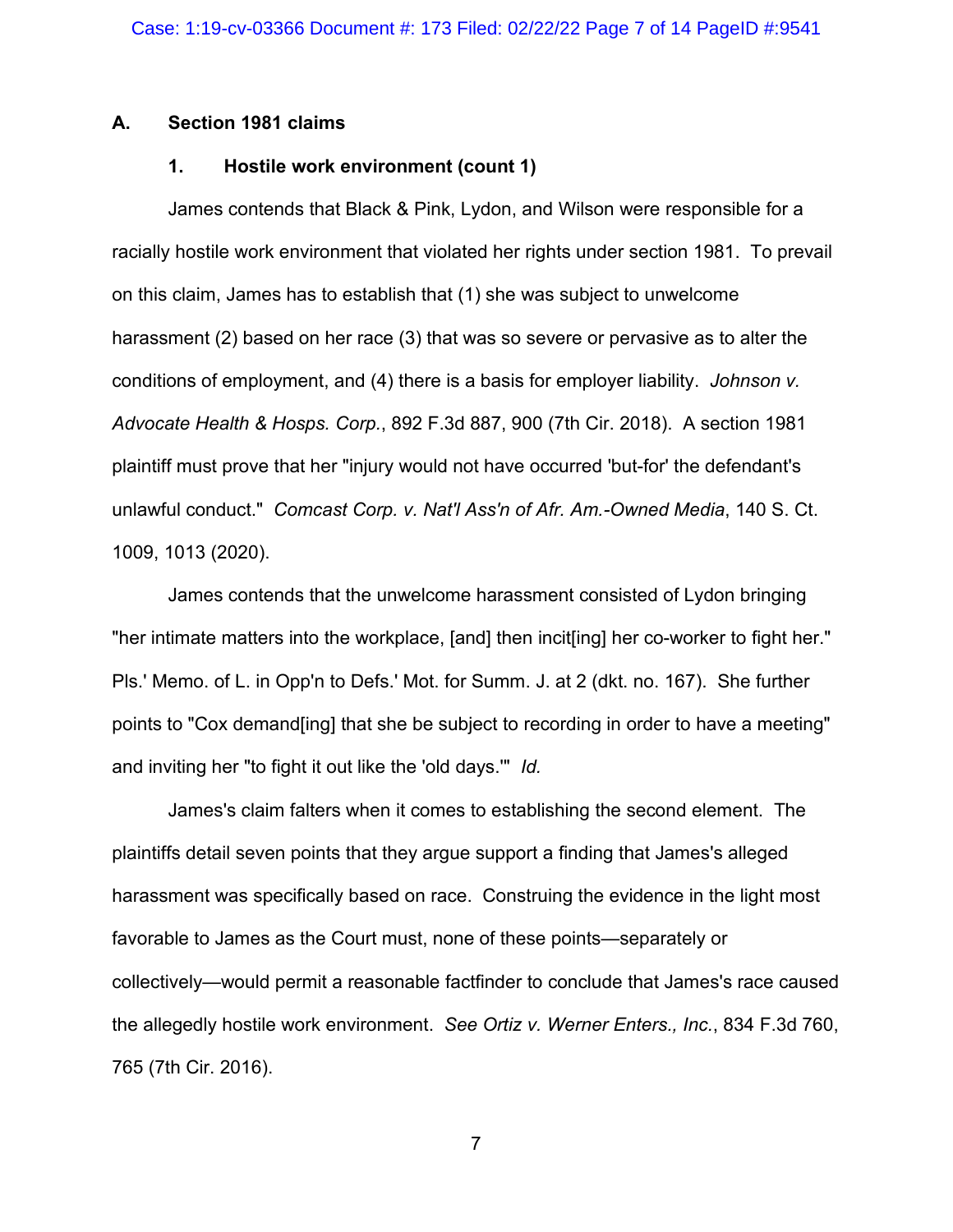### A. Section 1981 claims

#### 1. Hostile work environment (count 1)

James contends that Black & Pink, Lydon, and Wilson were responsible for a racially hostile work environment that violated her rights under section 1981. To prevail on this claim, James has to establish that (1) she was subject to unwelcome harassment (2) based on her race (3) that was so severe or pervasive as to alter the conditions of employment, and (4) there is a basis for employer liability. *Johnson v. Advocate Health & Hosps. Corp.*, 892 F.3d 887, 900 (7th Cir. 2018). A section 1981 plaintiff must prove that her "injury would not have occurred 'but-for' the defendant's unlawful conduct." *Comcast Corp. v. Nat'l Ass'n of Afr. Am.-Owned Media*, 140 S. Ct. 1009, 1013 (2020).

James contends that the unwelcome harassment consisted of Lydon bringing "her intimate matters into the workplace, [and] then incit[ing] her co-worker to fight her." Pls.' Memo. of L. in Opp'n to Defs.' Mot. for Summ. J. at 2 (dkt. no. 167). She further points to "Cox demand[ing] that she be subject to recording in order to have a meeting" and inviting her "to fight it out like the 'old days.'" *Id.*

James's claim falters when it comes to establishing the second element. The plaintiffs detail seven points that they argue support a finding that James's alleged harassment was specifically based on race. Construing the evidence in the light most favorable to James as the Court must, none of these points—separately or collectively—would permit a reasonable factfinder to conclude that James's race caused the allegedly hostile work environment. *See Ortiz v. Werner Enters., Inc.*, 834 F.3d 760, 765 (7th Cir. 2016).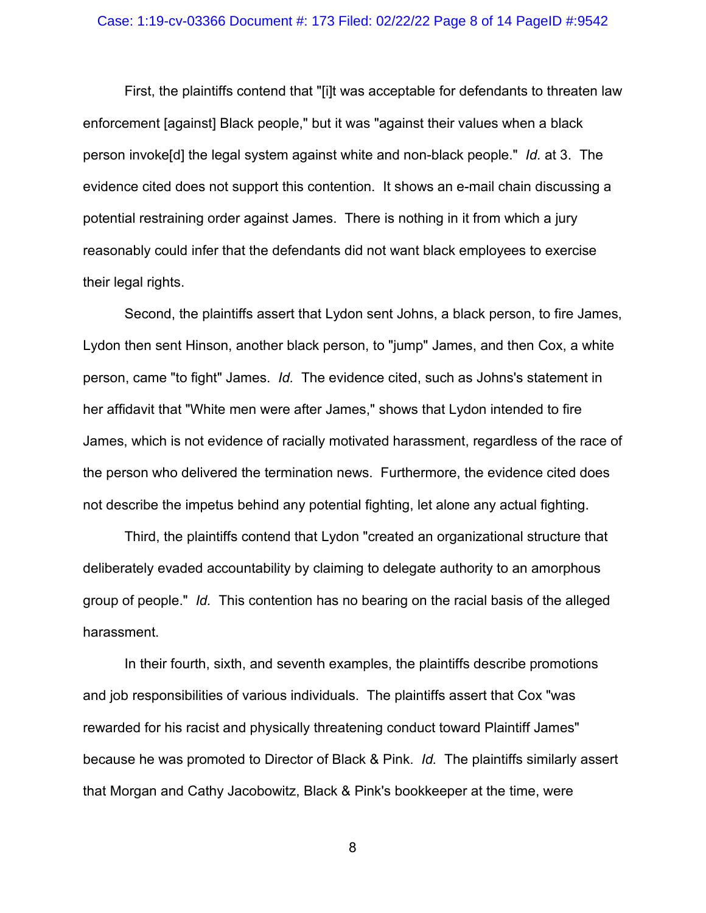First, the plaintiffs contend that "[i]t was acceptable for defendants to threaten law enforcement [against] Black people," but it was "against their values when a black person invoke[d] the legal system against white and non-black people." *Id.* at 3. The evidence cited does not support this contention. It shows an e-mail chain discussing a potential restraining order against James. There is nothing in it from which a jury reasonably could infer that the defendants did not want black employees to exercise their legal rights.

Second, the plaintiffs assert that Lydon sent Johns, a black person, to fire James, Lydon then sent Hinson, another black person, to "jump" James, and then Cox, a white person, came "to fight" James. *Id.* The evidence cited, such as Johns's statement in her affidavit that "White men were after James," shows that Lydon intended to fire James, which is not evidence of racially motivated harassment, regardless of the race of the person who delivered the termination news. Furthermore, the evidence cited does not describe the impetus behind any potential fighting, let alone any actual fighting.

Third, the plaintiffs contend that Lydon "created an organizational structure that deliberately evaded accountability by claiming to delegate authority to an amorphous group of people." *Id.* This contention has no bearing on the racial basis of the alleged harassment.

In their fourth, sixth, and seventh examples, the plaintiffs describe promotions and job responsibilities of various individuals. The plaintiffs assert that Cox "was rewarded for his racist and physically threatening conduct toward Plaintiff James" because he was promoted to Director of Black & Pink. *Id.* The plaintiffs similarly assert that Morgan and Cathy Jacobowitz, Black & Pink's bookkeeper at the time, were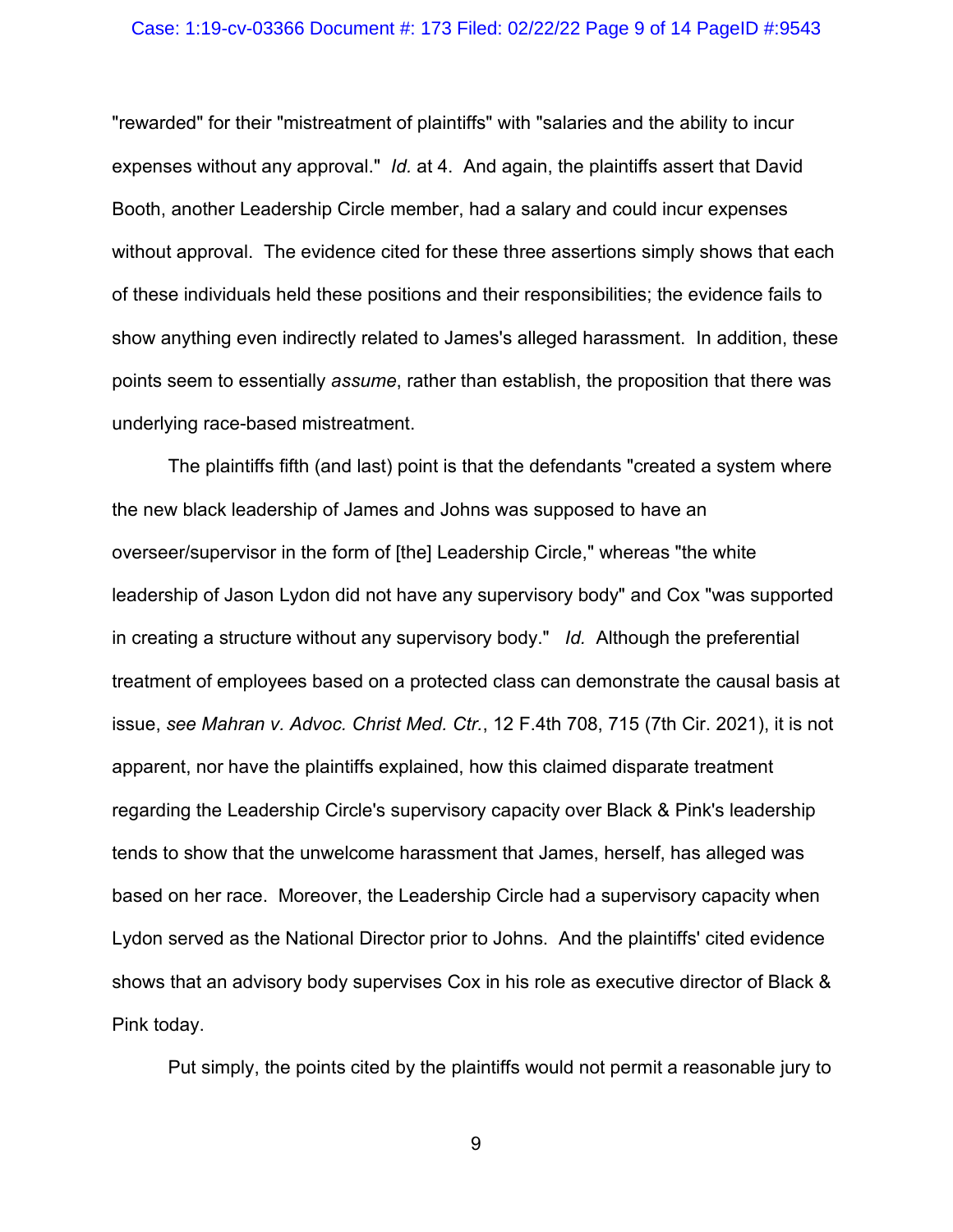"rewarded" for their "mistreatment of plaintiffs" with "salaries and the ability to incur expenses without any approval." *Id.* at 4. And again, the plaintiffs assert that David Booth, another Leadership Circle member, had a salary and could incur expenses without approval. The evidence cited for these three assertions simply shows that each of these individuals held these positions and their responsibilities; the evidence fails to show anything even indirectly related to James's alleged harassment. In addition, these points seem to essentially *assume*, rather than establish, the proposition that there was underlying race-based mistreatment.

The plaintiffs fifth (and last) point is that the defendants "created a system where the new black leadership of James and Johns was supposed to have an overseer/supervisor in the form of [the] Leadership Circle," whereas "the white leadership of Jason Lydon did not have any supervisory body" and Cox "was supported in creating a structure without any supervisory body." *Id.* Although the preferential treatment of employees based on a protected class can demonstrate the causal basis at issue, *see Mahran v. Advoc. Christ Med. Ctr.*, 12 F.4th 708, 715 (7th Cir. 2021), it is not apparent, nor have the plaintiffs explained, how this claimed disparate treatment regarding the Leadership Circle's supervisory capacity over Black & Pink's leadership tends to show that the unwelcome harassment that James, herself, has alleged was based on her race. Moreover, the Leadership Circle had a supervisory capacity when Lydon served as the National Director prior to Johns. And the plaintiffs' cited evidence shows that an advisory body supervises Cox in his role as executive director of Black & Pink today.

Put simply, the points cited by the plaintiffs would not permit a reasonable jury to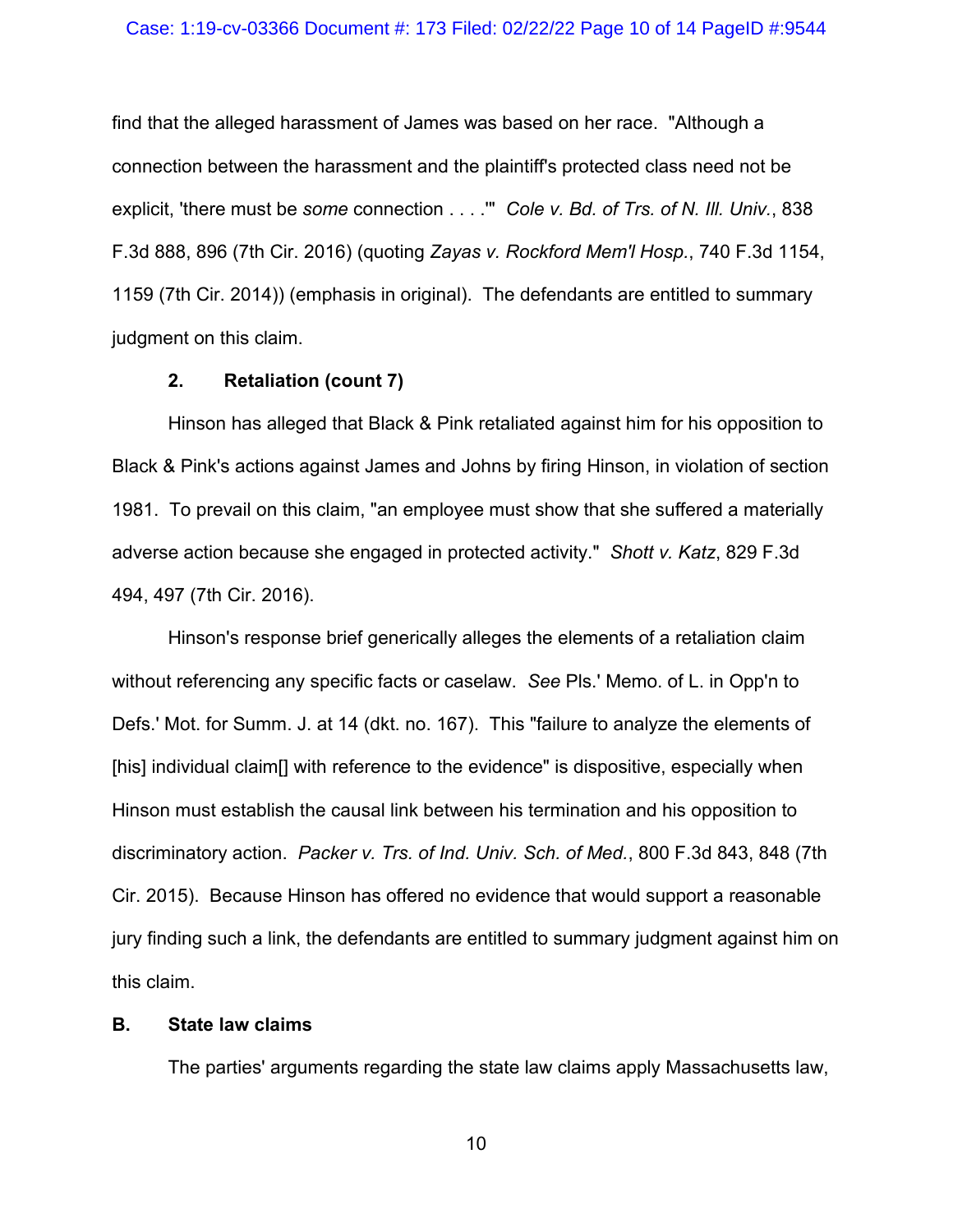find that the alleged harassment of James was based on her race. "Although a connection between the harassment and the plaintiff's protected class need not be explicit, 'there must be *some* connection . . . .'" *Cole v. Bd. of Trs. of N. Ill. Univ.*, 838 F.3d 888, 896 (7th Cir. 2016) (quoting *Zayas v. Rockford Mem'l Hosp.*, 740 F.3d 1154, 1159 (7th Cir. 2014)) (emphasis in original). The defendants are entitled to summary judgment on this claim.

### 2. Retaliation (count 7)

Hinson has alleged that Black & Pink retaliated against him for his opposition to Black & Pink's actions against James and Johns by firing Hinson, in violation of section 1981. To prevail on this claim, "an employee must show that she suffered a materially adverse action because she engaged in protected activity." *Shott v. Katz*, 829 F.3d 494, 497 (7th Cir. 2016).

Hinson's response brief generically alleges the elements of a retaliation claim without referencing any specific facts or caselaw. *See* Pls.' Memo. of L. in Opp'n to Defs.' Mot. for Summ. J. at 14 (dkt. no. 167). This "failure to analyze the elements of [his] individual claim[] with reference to the evidence" is dispositive, especially when Hinson must establish the causal link between his termination and his opposition to discriminatory action. *Packer v. Trs. of Ind. Univ. Sch. of Med.*, 800 F.3d 843, 848 (7th Cir. 2015). Because Hinson has offered no evidence that would support a reasonable jury finding such a link, the defendants are entitled to summary judgment against him on this claim.

## B. State law claims

The parties' arguments regarding the state law claims apply Massachusetts law,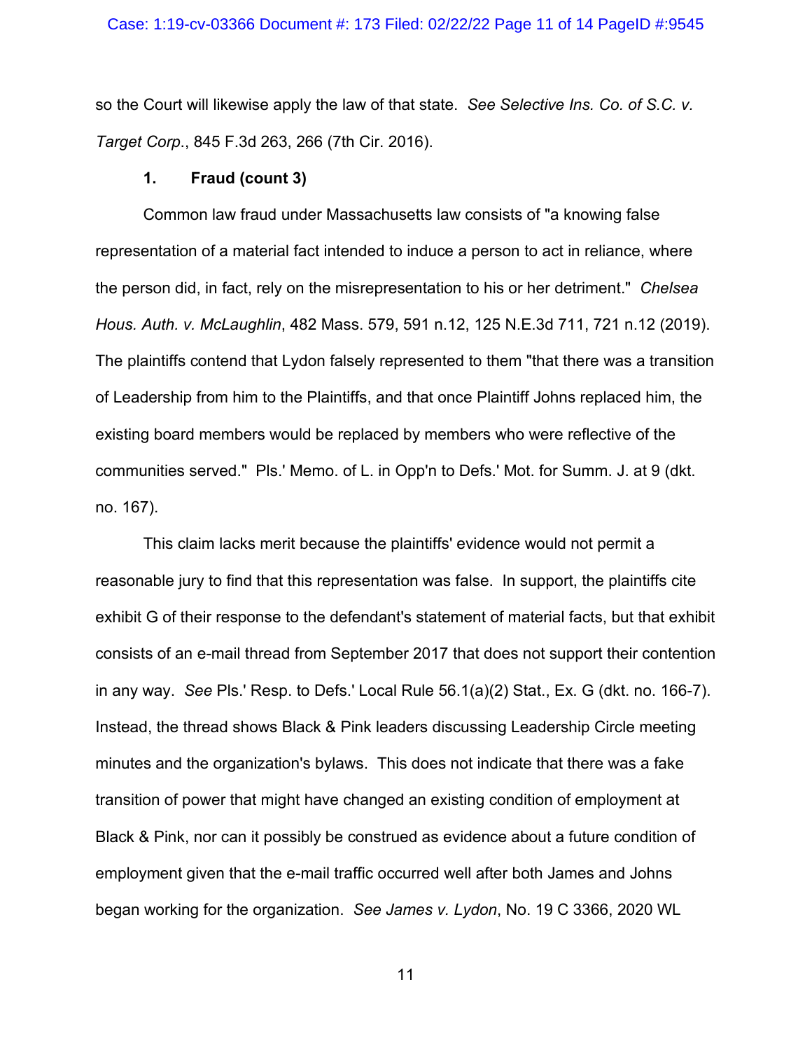so the Court will likewise apply the law of that state. *See Selective Ins. Co. of S.C. v. Target Corp.*, 845 F.3d 263, 266 (7th Cir. 2016).

**1. Fraud (count 3)**

Common law fraud under Massachusetts law consists of "a knowing false representation of a material fact intended to induce a person to act in reliance, where the person did, in fact, rely on the misrepresentation to his or her detriment." *Chelsea Hous. Auth. v. McLaughlin*, 482 Mass. 579, 591 n.12, 125 N.E.3d 711, 721 n.12 (2019). The plaintiffs contend that Lydon falsely represented to them "that there was a transition of Leadership from him to the Plaintiffs, and that once Plaintiff Johns replaced him, the existing board members would be replaced by members who were reflective of the communities served." Pls.' Memo. of L. in Opp'n to Defs.' Mot. for Summ. J. at 9 (dkt. no. 167).

This claim lacks merit because the plaintiffs' evidence would not permit a reasonable jury to find that this representation was false. In support, the plaintiffs cite exhibit G of their response to the defendant's statement of material facts, but that exhibit consists of an e-mail thread from September 2017 that does not support their contention in any way. *See* Pls.' Resp. to Defs.' Local Rule 56.1(a)(2) Stat., Ex. G (dkt. no. 166-7). Instead, the thread shows Black & Pink leaders discussing Leadership Circle meeting minutes and the organization's bylaws. This does not indicate that there was a fake transition of power that might have changed an existing condition of employment at Black & Pink, nor can it possibly be construed as evidence about a future condition of employment given that the e-mail traffic occurred well after both James and Johns began working for the organization. *See James v. Lydon*, No. 19 C 3366, 2020 WL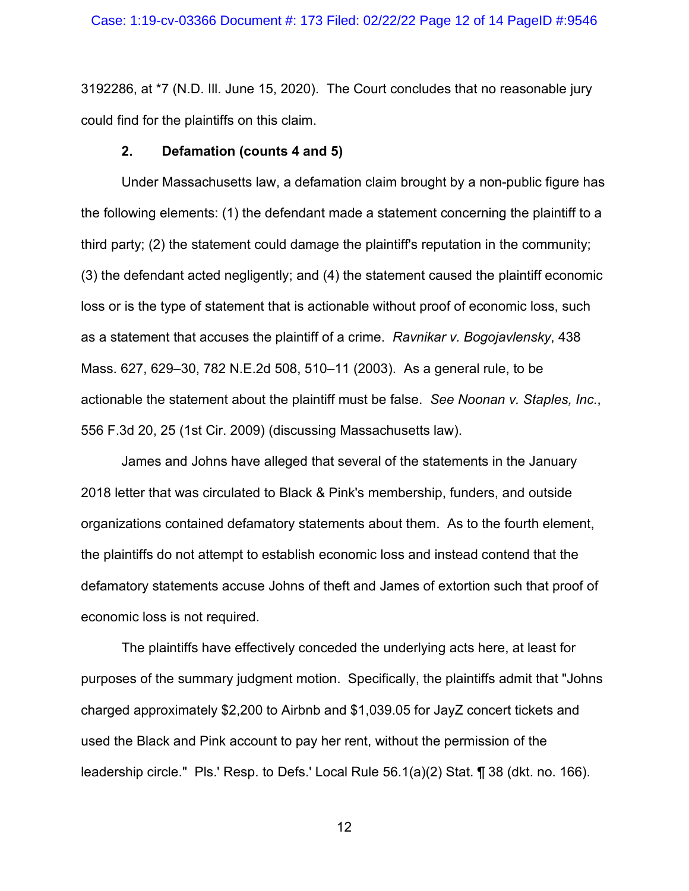3192286, at *7 (N.D. Ill. June 15, 2020). The Court concludes that no reasonable jury could find for the plaintiffs on this claim.

### 2. Defamation (counts 4 and 5)

Under Massachusetts law, a defamation claim brought by a non-public figure has the following elements: (1) the defendant made a statement concerning the plaintiff to a third party; (2) the statement could damage the plaintiff's reputation in the community; (3) the defendant acted negligently; and (4) the statement caused the plaintiff economic loss or is the type of statement that is actionable without proof of economic loss, such as a statement that accuses the plaintiff of a crime. *Ravnikar v. Bogojavlensky*, 438 Mass. 627, 629–30, 782 N.E.2d 508, 510–11 (2003). As a general rule, to be actionable the statement about the plaintiff must be false. *See Noonan v. Staples, Inc.*, 556 F.3d 20, 25 (1st Cir. 2009) (discussing Massachusetts law).

James and Johns have alleged that several of the statements in the January 2018 letter that was circulated to Black & Pink's membership, funders, and outside organizations contained defamatory statements about them. As to the fourth element, the plaintiffs do not attempt to establish economic loss and instead contend that the defamatory statements accuse Johns of theft and James of extortion such that proof of economic loss is not required.

The plaintiffs have effectively conceded the underlying acts here, at least for purposes of the summary judgment motion. Specifically, the plaintiffs admit that "Johns charged approximately $2,200 to Airbnb and $1,039.05 for JayZ concert tickets and used the Black and Pink account to pay her rent, without the permission of the leadership circle." Pls.' Resp. to Defs.' Local Rule 56.1(a)(2) Stat. ¶ 38 (dkt. no. 166).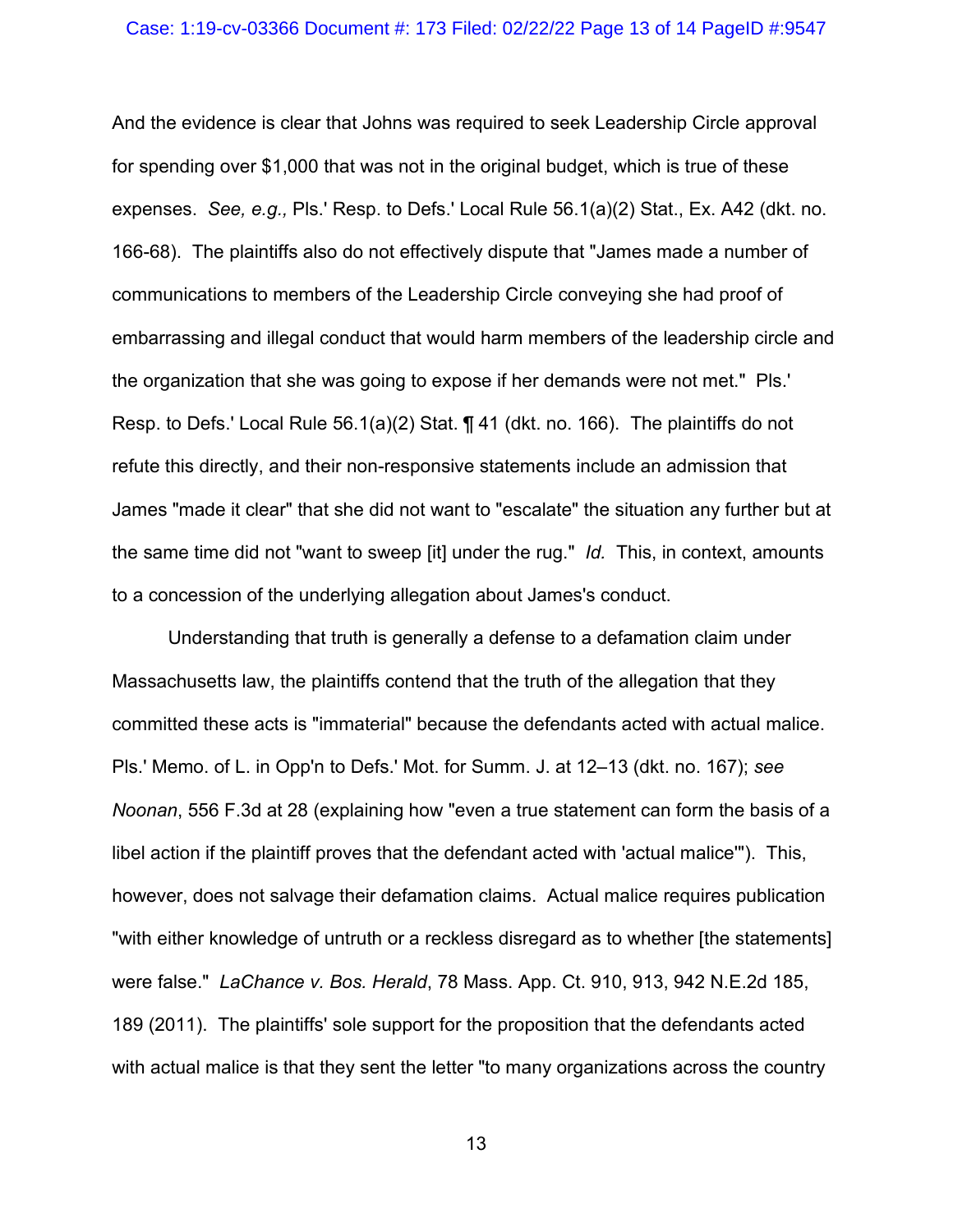And the evidence is clear that Johns was required to seek Leadership Circle approval for spending over $1,000 that was not in the original budget, which is true of these expenses. *See, e.g.,* Pls.' Resp. to Defs.' Local Rule 56.1(a)(2) Stat., Ex. A42 (dkt. no. 166-68). The plaintiffs also do not effectively dispute that "James made a number of communications to members of the Leadership Circle conveying she had proof of embarrassing and illegal conduct that would harm members of the leadership circle and the organization that she was going to expose if her demands were not met." Pls.' Resp. to Defs.' Local Rule 56.1(a)(2) Stat. ¶ 41 (dkt. no. 166). The plaintiffs do not refute this directly, and their non-responsive statements include an admission that James "made it clear" that she did not want to "escalate" the situation any further but at the same time did not "want to sweep [it] under the rug." *Id.* This, in context, amounts to a concession of the underlying allegation about James's conduct.

Understanding that truth is generally a defense to a defamation claim under Massachusetts law, the plaintiffs contend that the truth of the allegation that they committed these acts is "immaterial" because the defendants acted with actual malice. Pls.' Memo. of L. in Opp'n to Defs.' Mot. for Summ. J. at 12–13 (dkt. no. 167); *see Noonan*, 556 F.3d at 28 (explaining how "even a true statement can form the basis of a libel action if the plaintiff proves that the defendant acted with 'actual malice'"). This, however, does not salvage their defamation claims. Actual malice requires publication "with either knowledge of untruth or a reckless disregard as to whether [the statements] were false." *LaChance v. Bos. Herald*, 78 Mass. App. Ct. 910, 913, 942 N.E.2d 185, 189 (2011). The plaintiffs' sole support for the proposition that the defendants acted with actual malice is that they sent the letter "to many organizations across the country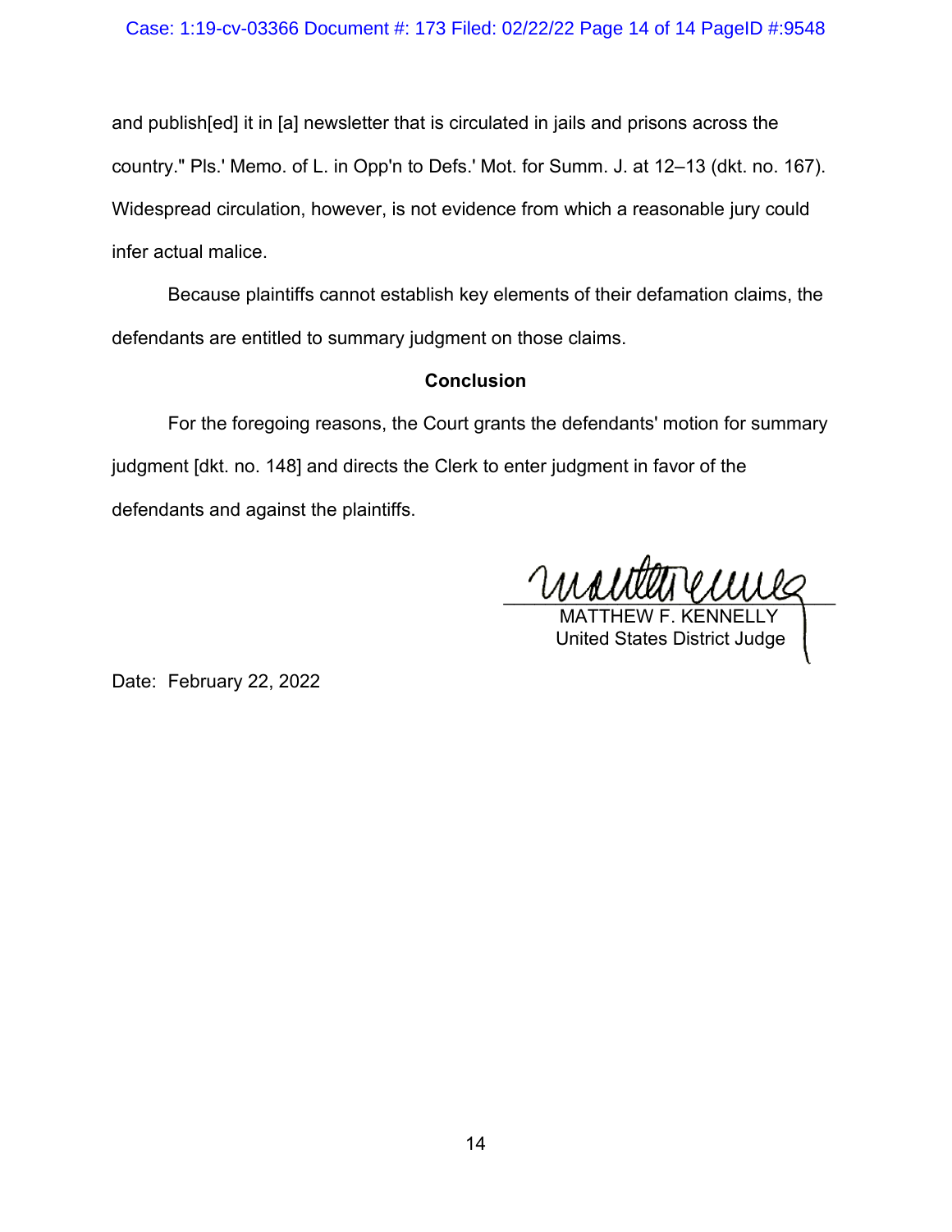and publish[ed] it in [a] newsletter that is circulated in jails and prisons across the country." Pls.' Memo. of L. in Opp'n to Defs.' Mot. for Summ. J. at 12–13 (dkt. no. 167). Widespread circulation, however, is not evidence from which a reasonable jury could infer actual malice.

Because plaintiffs cannot establish key elements of their defamation claims, the defendants are entitled to summary judgment on those claims.

**Conclusion**

For the foregoing reasons, the Court grants the defendants' motion for summary judgment [dkt. no. 148] and directs the Clerk to enter judgment in favor of the defendants and against the plaintiffs.

MATTHEW F. KENNELLY
United States District Judge

Date: February 22, 2022